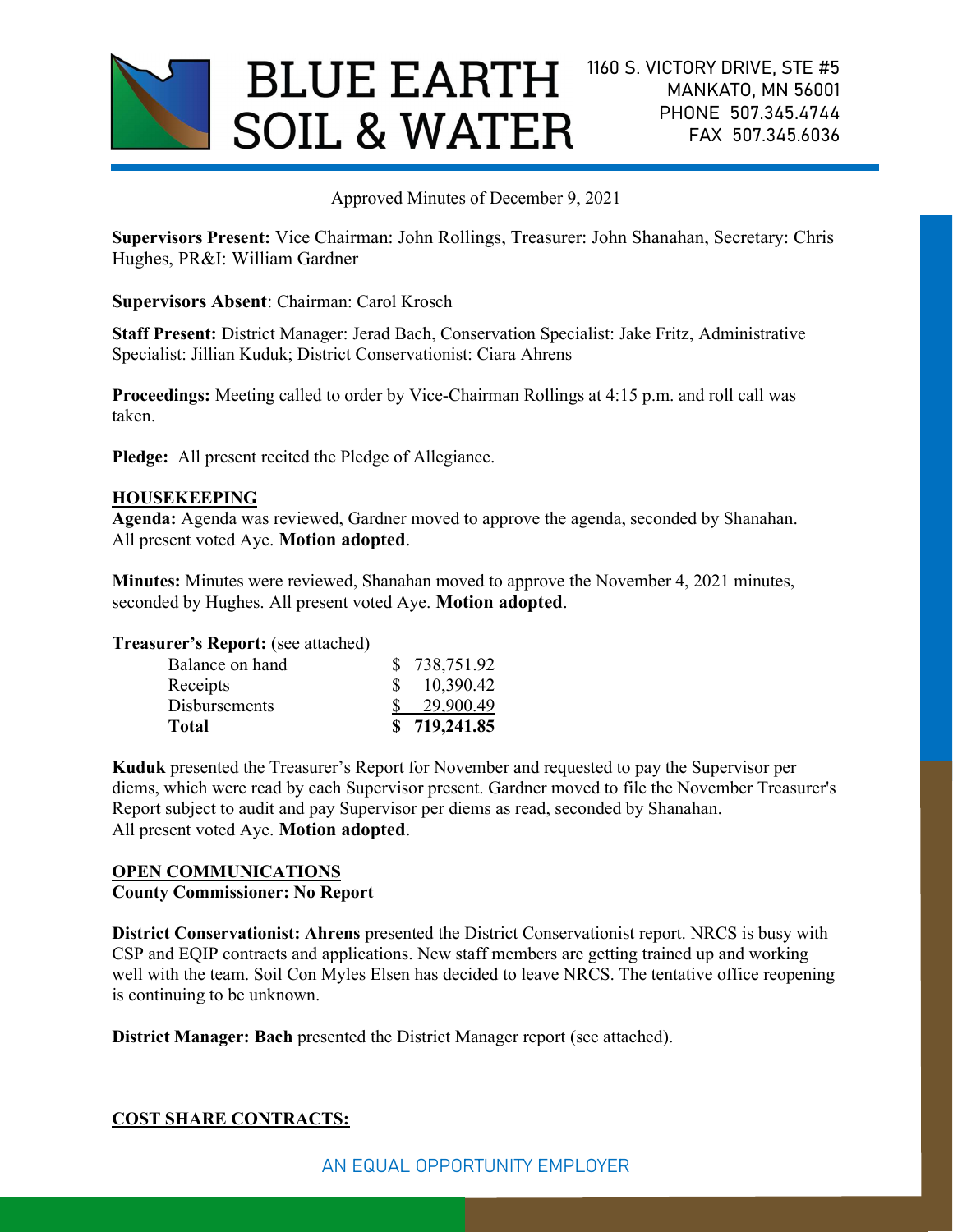# BLUE EARTH SOIL & WATER

1160 S. VICTORY DRIVE, STE #5
MANKATO, MN 56001
PHONE 507.345.4744
FAX 507.345.6036

Approved Minutes of December 9, 2021

**Supervisors Present:** Vice Chairman: John Rollings, Treasurer: John Shanahan, Secretary: Chris Hughes, PR&I: William Gardner

**Supervisors Absent**: Chairman: Carol Krosch

**Staff Present:** District Manager: Jerad Bach, Conservation Specialist: Jake Fritz, Administrative Specialist: Jillian Kuduk; District Conservationist: Ciara Ahrens

**Proceedings:** Meeting called to order by Vice-Chairman Rollings at 4:15 p.m. and roll call was taken.

**Pledge:** All present recited the Pledge of Allegiance.

## HOUSEKEEPING

**Agenda:** Agenda was reviewed, Gardner moved to approve the agenda, seconded by Shanahan. All present voted Aye. **Motion adopted**.

**Minutes:** Minutes were reviewed, Shanahan moved to approve the November 4, 2021 minutes, seconded by Hughes. All present voted Aye. **Motion adopted**.

**Treasurer's Report:** (see attached)

| | |
|---|---|
| Balance on hand | $ 738,751.92 |
| Receipts | $ 10,390.42 |
| Disbursements | $ 29,900.49 |
| **Total** | **$ 719,241.85** |

**Kuduk** presented the Treasurer's Report for November and requested to pay the Supervisor per diems, which were read by each Supervisor present. Gardner moved to file the November Treasurer's Report subject to audit and pay Supervisor per diems as read, seconded by Shanahan. All present voted Aye. **Motion adopted**.

## OPEN COMMUNICATIONS

**County Commissioner: No Report**

**District Conservationist: Ahrens** presented the District Conservationist report. NRCS is busy with CSP and EQIP contracts and applications. New staff members are getting trained up and working well with the team. Soil Con Myles Elsen has decided to leave NRCS. The tentative office reopening is continuing to be unknown.

**District Manager: Bach** presented the District Manager report (see attached).

## COST SHARE CONTRACTS:

AN EQUAL OPPORTUNITY EMPLOYER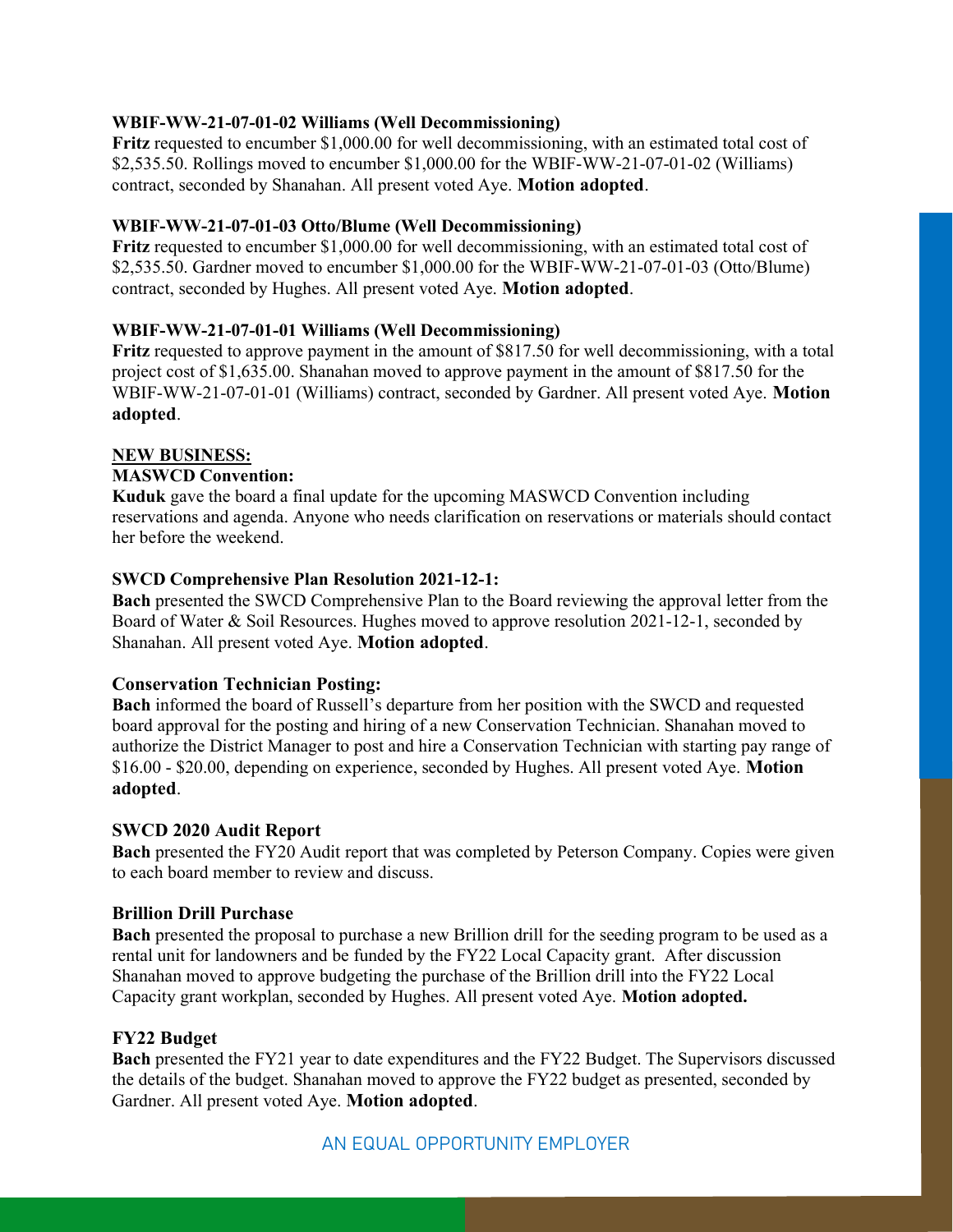**WBIF-WW-21-07-01-02 Williams (Well Decommissioning)**
**Fritz** requested to encumber $1,000.00 for well decommissioning, with an estimated total cost of $2,535.50. Rollings moved to encumber $1,000.00 for the WBIF-WW-21-07-01-02 (Williams) contract, seconded by Shanahan. All present voted Aye. **Motion adopted**.

**WBIF-WW-21-07-01-03 Otto/Blume (Well Decommissioning)**
**Fritz** requested to encumber $1,000.00 for well decommissioning, with an estimated total cost of $2,535.50. Gardner moved to encumber $1,000.00 for the WBIF-WW-21-07-01-03 (Otto/Blume) contract, seconded by Hughes. All present voted Aye. **Motion adopted**.

**WBIF-WW-21-07-01-01 Williams (Well Decommissioning)**
**Fritz** requested to approve payment in the amount of $817.50 for well decommissioning, with a total project cost of $1,635.00. Shanahan moved to approve payment in the amount of $817.50 for the WBIF-WW-21-07-01-01 (Williams) contract, seconded by Gardner. All present voted Aye. **Motion adopted**.

**NEW BUSINESS:**

**MASWCD Convention:**
**Kuduk** gave the board a final update for the upcoming MASWCD Convention including reservations and agenda. Anyone who needs clarification on reservations or materials should contact her before the weekend.

**SWCD Comprehensive Plan Resolution 2021-12-1:**
**Bach** presented the SWCD Comprehensive Plan to the Board reviewing the approval letter from the Board of Water & Soil Resources. Hughes moved to approve resolution 2021-12-1, seconded by Shanahan. All present voted Aye. **Motion adopted**.

**Conservation Technician Posting:**
**Bach** informed the board of Russell's departure from her position with the SWCD and requested board approval for the posting and hiring of a new Conservation Technician. Shanahan moved to authorize the District Manager to post and hire a Conservation Technician with starting pay range of $16.00 - $20.00, depending on experience, seconded by Hughes. All present voted Aye. **Motion adopted**.

**SWCD 2020 Audit Report**
**Bach** presented the FY20 Audit report that was completed by Peterson Company. Copies were given to each board member to review and discuss.

**Brillion Drill Purchase**
**Bach** presented the proposal to purchase a new Brillion drill for the seeding program to be used as a rental unit for landowners and be funded by the FY22 Local Capacity grant. After discussion Shanahan moved to approve budgeting the purchase of the Brillion drill into the FY22 Local Capacity grant workplan, seconded by Hughes. All present voted Aye. **Motion adopted.**

**FY22 Budget**
**Bach** presented the FY21 year to date expenditures and the FY22 Budget. The Supervisors discussed the details of the budget. Shanahan moved to approve the FY22 budget as presented, seconded by Gardner. All present voted Aye. **Motion adopted**.

AN EQUAL OPPORTUNITY EMPLOYER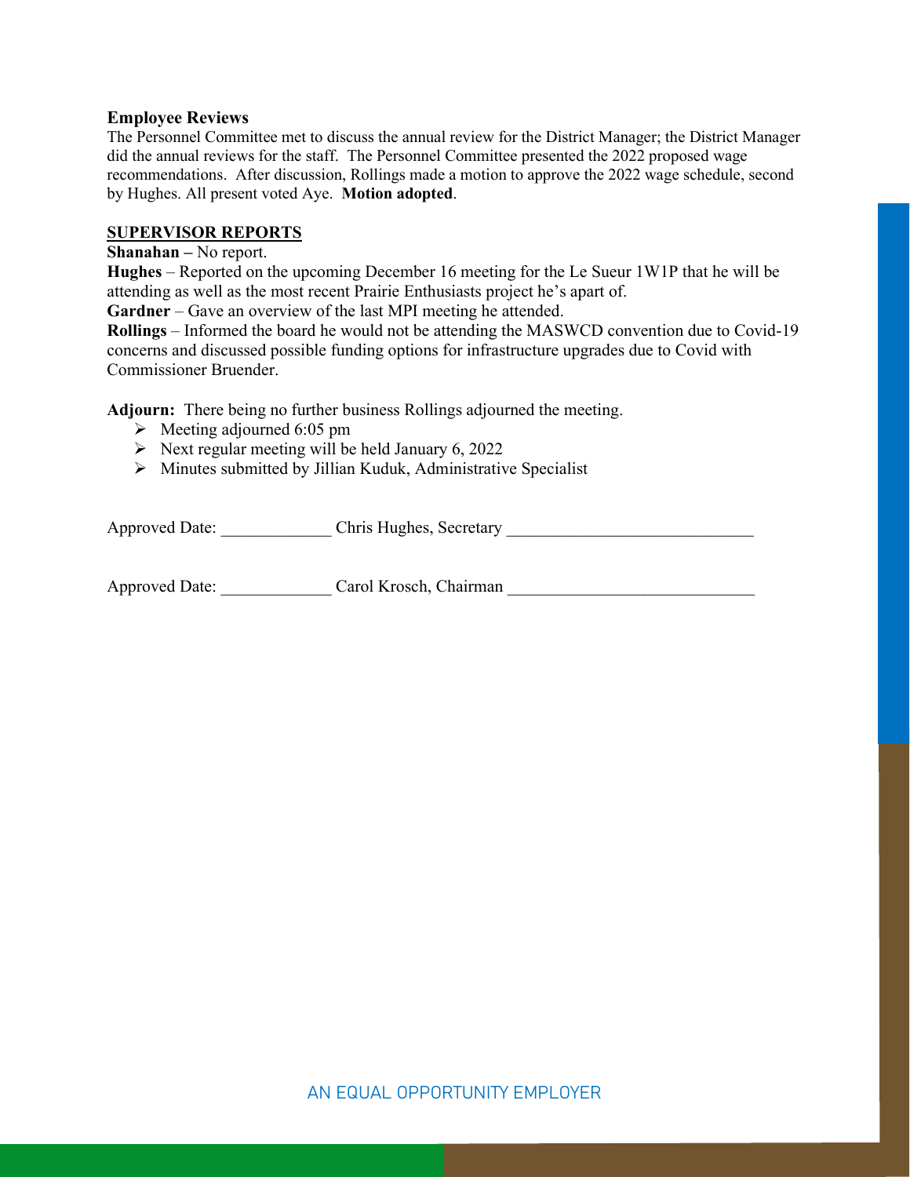**Employee Reviews**

The Personnel Committee met to discuss the annual review for the District Manager; the District Manager did the annual reviews for the staff. The Personnel Committee presented the 2022 proposed wage recommendations. After discussion, Rollings made a motion to approve the 2022 wage schedule, second by Hughes. All present voted Aye. **Motion adopted**.

**SUPERVISOR REPORTS**

**Shanahan –** No report.

**Hughes** – Reported on the upcoming December 16 meeting for the Le Sueur 1W1P that he will be attending as well as the most recent Prairie Enthusiasts project he's apart of.

**Gardner** – Gave an overview of the last MPI meeting he attended.

**Rollings** – Informed the board he would not be attending the MASWCD convention due to Covid-19 concerns and discussed possible funding options for infrastructure upgrades due to Covid with Commissioner Bruender.

**Adjourn:** There being no further business Rollings adjourned the meeting.

- Meeting adjourned 6:05 pm
- Next regular meeting will be held January 6, 2022
- Minutes submitted by Jillian Kuduk, Administrative Specialist

Approved Date: _____________ Chris Hughes, Secretary _____________________________

Approved Date: _____________ Carol Krosch, Chairman _____________________________

AN EQUAL OPPORTUNITY EMPLOYER